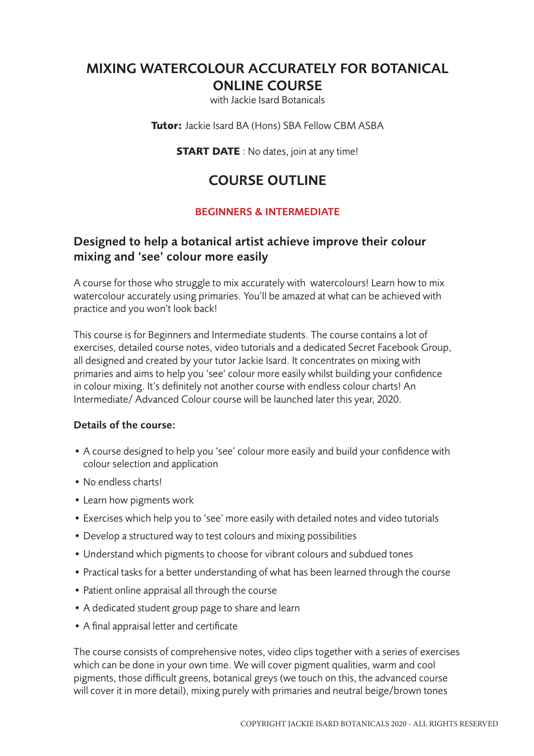# MIXING WATERCOLOUR ACCURATELY FOR BOTANICAL ONLINE COURSE

with Jackie Isard Botanicals

**Tutor:** Jackie Isard BA (Hons) SBA Fellow CBM ASBA

**START DATE** : No dates, join at any time!

## COURSE OUTLINE

**BEGINNERS & INTERMEDIATE**

### Designed to help a botanical artist achieve improve their colour mixing and 'see' colour more easily

A course for those who struggle to mix accurately with watercolours! Learn how to mix watercolour accurately using primaries. You'll be amazed at what can be achieved with practice and you won't look back!

This course is for Beginners and Intermediate students. The course contains a lot of exercises, detailed course notes, video tutorials and a dedicated Secret Facebook Group, all designed and created by your tutor Jackie Isard. It concentrates on mixing with primaries and aims to help you 'see' colour more easily whilst building your confidence in colour mixing. It's definitely not another course with endless colour charts! An Intermediate/ Advanced Colour course will be launched later this year, 2020.

**Details of the course:**

- A course designed to help you 'see' colour more easily and build your confidence with colour selection and application
- No endless charts!
- Learn how pigments work
- Exercises which help you to 'see' more easily with detailed notes and video tutorials
- Develop a structured way to test colours and mixing possibilities
- Understand which pigments to choose for vibrant colours and subdued tones
- Practical tasks for a better understanding of what has been learned through the course
- Patient online appraisal all through the course
- A dedicated student group page to share and learn
- A final appraisal letter and certificate

The course consists of comprehensive notes, video clips together with a series of exercises which can be done in your own time. We will cover pigment qualities, warm and cool pigments, those difficult greens, botanical greys (we touch on this, the advanced course will cover it in more detail), mixing purely with primaries and neutral beige/brown tones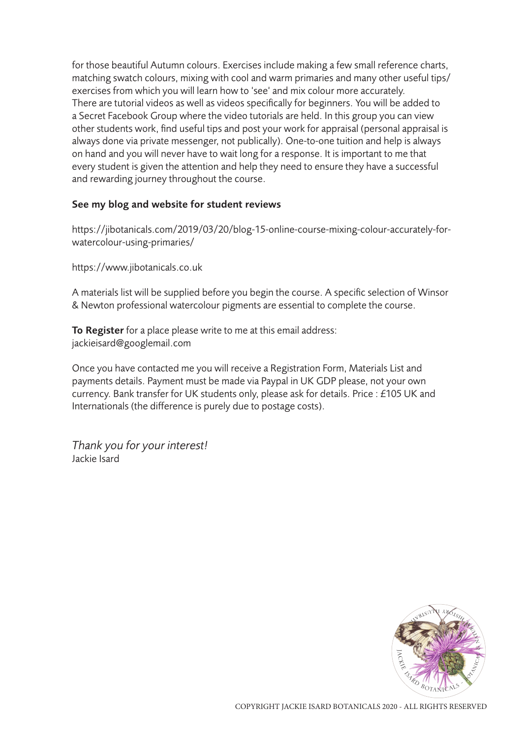for those beautiful Autumn colours. Exercises include making a few small reference charts, matching swatch colours, mixing with cool and warm primaries and many other useful tips/ exercises from which you will learn how to 'see' and mix colour more accurately. There are tutorial videos as well as videos specifically for beginners. You will be added to a Secret Facebook Group where the video tutorials are held. In this group you can view other students work, find useful tips and post your work for appraisal (personal appraisal is always done via private messenger, not publically). One-to-one tuition and help is always on hand and you will never have to wait long for a response. It is important to me that every student is given the attention and help they need to ensure they have a successful and rewarding journey throughout the course.

**See my blog and website for student reviews**

https://jibotanicals.com/2019/03/20/blog-15-online-course-mixing-colour-accurately-for-watercolour-using-primaries/

https://www.jibotanicals.co.uk

A materials list will be supplied before you begin the course. A specific selection of Winsor & Newton professional watercolour pigments are essential to complete the course.

**To Register** for a place please write to me at this email address: jackieisard@googlemail.com

Once you have contacted me you will receive a Registration Form, Materials List and payments details. Payment must be made via Paypal in UK GDP please, not your own currency. Bank transfer for UK students only, please ask for details. Price : £105 UK and Internationals (the difference is purely due to postage costs).

*Thank you for your interest!*
Jackie Isard

COPYRIGHT JACKIE ISARD BOTANICALS 2020 - ALL RIGHTS RESERVED